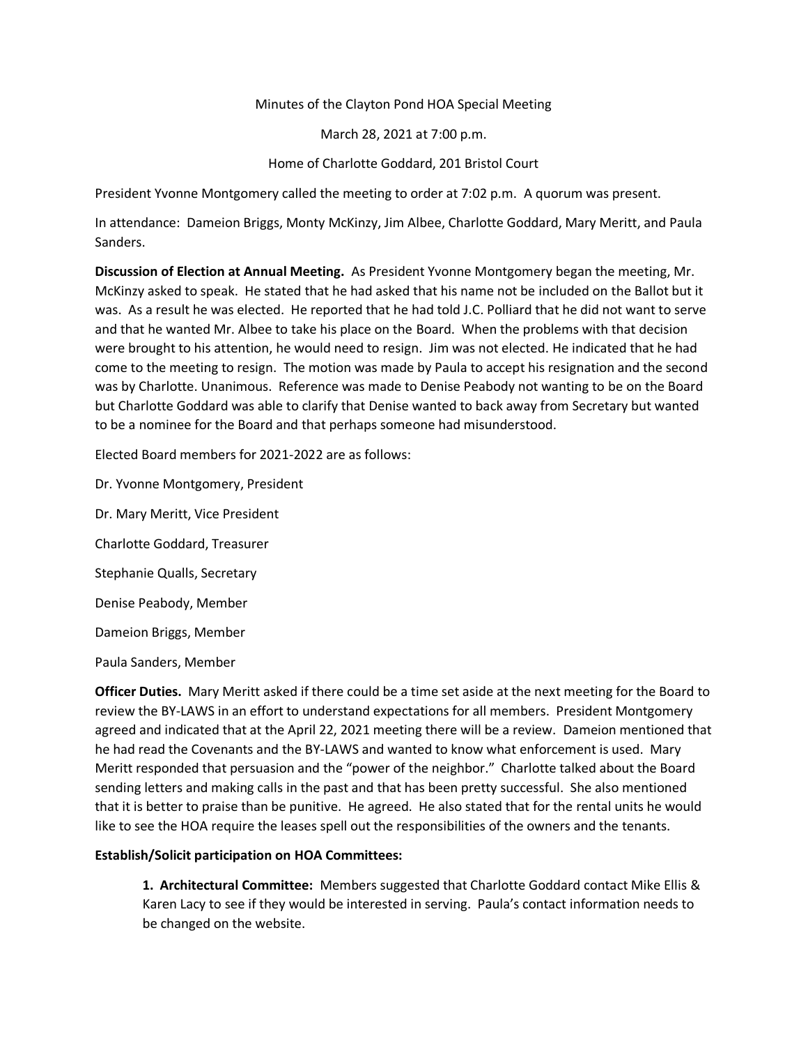Minutes of the Clayton Pond HOA Special Meeting

March 28, 2021 at 7:00 p.m.

Home of Charlotte Goddard, 201 Bristol Court

President Yvonne Montgomery called the meeting to order at 7:02 p.m. A quorum was present.

In attendance: Dameion Briggs, Monty McKinzy, Jim Albee, Charlotte Goddard, Mary Meritt, and Paula Sanders.

**Discussion of Election at Annual Meeting.** As President Yvonne Montgomery began the meeting, Mr. McKinzy asked to speak. He stated that he had asked that his name not be included on the Ballot but it was. As a result he was elected. He reported that he had told J.C. Polliard that he did not want to serve and that he wanted Mr. Albee to take his place on the Board. When the problems with that decision were brought to his attention, he would need to resign. Jim was not elected. He indicated that he had come to the meeting to resign. The motion was made by Paula to accept his resignation and the second was by Charlotte. Unanimous. Reference was made to Denise Peabody not wanting to be on the Board but Charlotte Goddard was able to clarify that Denise wanted to back away from Secretary but wanted to be a nominee for the Board and that perhaps someone had misunderstood.

Elected Board members for 2021-2022 are as follows:

Dr. Yvonne Montgomery, President

Dr. Mary Meritt, Vice President

Charlotte Goddard, Treasurer

Stephanie Qualls, Secretary

Denise Peabody, Member

Dameion Briggs, Member

Paula Sanders, Member

**Officer Duties.** Mary Meritt asked if there could be a time set aside at the next meeting for the Board to review the BY-LAWS in an effort to understand expectations for all members. President Montgomery agreed and indicated that at the April 22, 2021 meeting there will be a review. Dameion mentioned that he had read the Covenants and the BY-LAWS and wanted to know what enforcement is used. Mary Meritt responded that persuasion and the "power of the neighbor." Charlotte talked about the Board sending letters and making calls in the past and that has been pretty successful. She also mentioned that it is better to praise than be punitive. He agreed. He also stated that for the rental units he would like to see the HOA require the leases spell out the responsibilities of the owners and the tenants.

**Establish/Solicit participation on HOA Committees:**

> **1. Architectural Committee:** Members suggested that Charlotte Goddard contact Mike Ellis & Karen Lacy to see if they would be interested in serving. Paula's contact information needs to be changed on the website.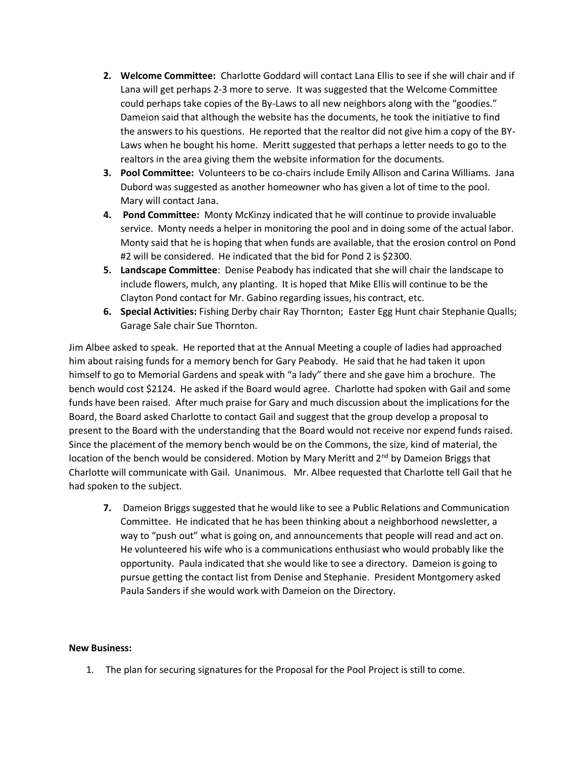2. **Welcome Committee:** Charlotte Goddard will contact Lana Ellis to see if she will chair and if Lana will get perhaps 2-3 more to serve. It was suggested that the Welcome Committee could perhaps take copies of the By-Laws to all new neighbors along with the "goodies." Dameion said that although the website has the documents, he took the initiative to find the answers to his questions. He reported that the realtor did not give him a copy of the BY-Laws when he bought his home. Meritt suggested that perhaps a letter needs to go to the realtors in the area giving them the website information for the documents.
3. **Pool Committee:** Volunteers to be co-chairs include Emily Allison and Carina Williams. Jana Dubord was suggested as another homeowner who has given a lot of time to the pool. Mary will contact Jana.
4. **Pond Committee:** Monty McKinzy indicated that he will continue to provide invaluable service. Monty needs a helper in monitoring the pool and in doing some of the actual labor. Monty said that he is hoping that when funds are available, that the erosion control on Pond #2 will be considered. He indicated that the bid for Pond 2 is $2300.
5. **Landscape Committee**: Denise Peabody has indicated that she will chair the landscape to include flowers, mulch, any planting. It is hoped that Mike Ellis will continue to be the Clayton Pond contact for Mr. Gabino regarding issues, his contract, etc.
6. **Special Activities:** Fishing Derby chair Ray Thornton; Easter Egg Hunt chair Stephanie Qualls; Garage Sale chair Sue Thornton.

Jim Albee asked to speak. He reported that at the Annual Meeting a couple of ladies had approached him about raising funds for a memory bench for Gary Peabody. He said that he had taken it upon himself to go to Memorial Gardens and speak with "a lady" there and she gave him a brochure. The bench would cost $2124. He asked if the Board would agree. Charlotte had spoken with Gail and some funds have been raised. After much praise for Gary and much discussion about the implications for the Board, the Board asked Charlotte to contact Gail and suggest that the group develop a proposal to present to the Board with the understanding that the Board would not receive nor expend funds raised. Since the placement of the memory bench would be on the Commons, the size, kind of material, the location of the bench would be considered. Motion by Mary Meritt and 2nd by Dameion Briggs that Charlotte will communicate with Gail. Unanimous. Mr. Albee requested that Charlotte tell Gail that he had spoken to the subject.

7. Dameion Briggs suggested that he would like to see a Public Relations and Communication Committee. He indicated that he has been thinking about a neighborhood newsletter, a way to "push out" what is going on, and announcements that people will read and act on. He volunteered his wife who is a communications enthusiast who would probably like the opportunity. Paula indicated that she would like to see a directory. Dameion is going to pursue getting the contact list from Denise and Stephanie. President Montgomery asked Paula Sanders if she would work with Dameion on the Directory.

**New Business:**

1. The plan for securing signatures for the Proposal for the Pool Project is still to come.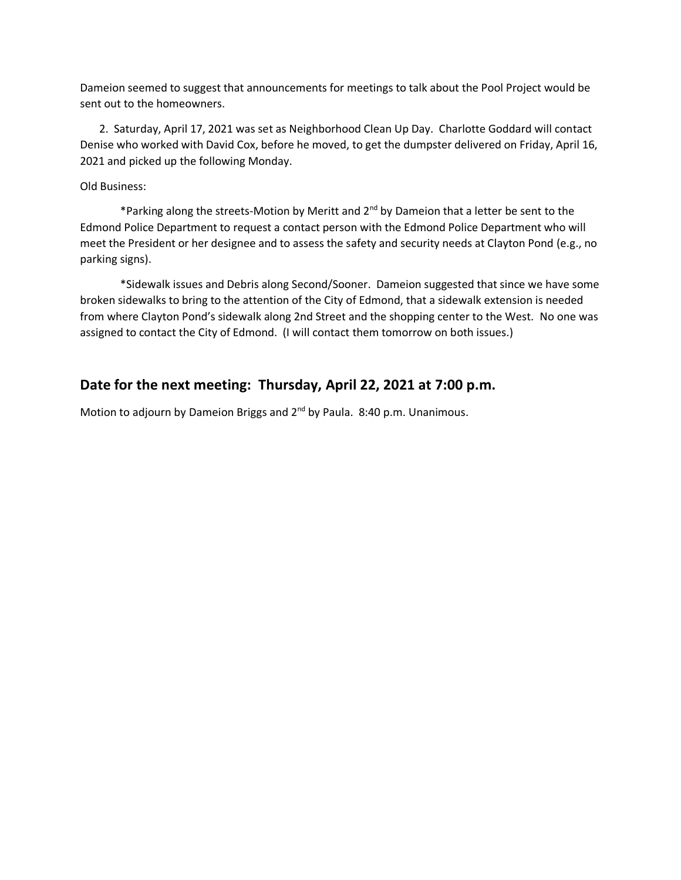Dameion seemed to suggest that announcements for meetings to talk about the Pool Project would be sent out to the homeowners.

2. Saturday, April 17, 2021 was set as Neighborhood Clean Up Day. Charlotte Goddard will contact Denise who worked with David Cox, before he moved, to get the dumpster delivered on Friday, April 16, 2021 and picked up the following Monday.

Old Business:

*Parking along the streets-Motion by Meritt and 2nd by Dameion that a letter be sent to the Edmond Police Department to request a contact person with the Edmond Police Department who will meet the President or her designee and to assess the safety and security needs at Clayton Pond (e.g., no parking signs).

*Sidewalk issues and Debris along Second/Sooner. Dameion suggested that since we have some broken sidewalks to bring to the attention of the City of Edmond, that a sidewalk extension is needed from where Clayton Pond's sidewalk along 2nd Street and the shopping center to the West. No one was assigned to contact the City of Edmond. (I will contact them tomorrow on both issues.)

## Date for the next meeting: Thursday, April 22, 2021 at 7:00 p.m.

Motion to adjourn by Dameion Briggs and 2nd by Paula. 8:40 p.m. Unanimous.